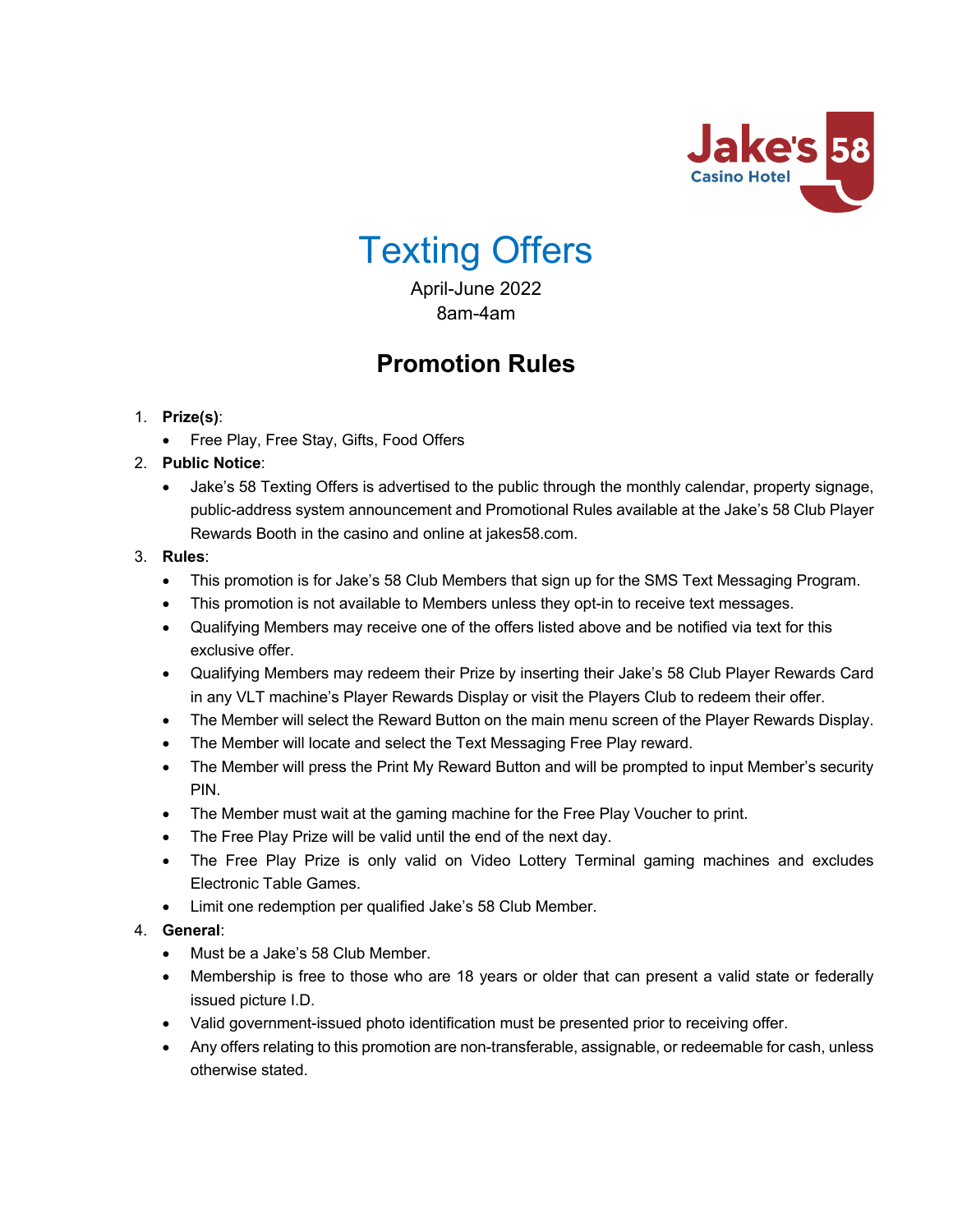Jake's 58 Casino Hotel

# Texting Offers

April-June 2022
8am-4am

## Promotion Rules

1. **Prize(s)**:
   - Free Play, Free Stay, Gifts, Food Offers
2. **Public Notice**:
   - Jake's 58 Texting Offers is advertised to the public through the monthly calendar, property signage, public-address system announcement and Promotional Rules available at the Jake's 58 Club Player Rewards Booth in the casino and online at jakes58.com.
3. **Rules**:
   - This promotion is for Jake's 58 Club Members that sign up for the SMS Text Messaging Program.
   - This promotion is not available to Members unless they opt-in to receive text messages.
   - Qualifying Members may receive one of the offers listed above and be notified via text for this exclusive offer.
   - Qualifying Members may redeem their Prize by inserting their Jake's 58 Club Player Rewards Card in any VLT machine's Player Rewards Display or visit the Players Club to redeem their offer.
   - The Member will select the Reward Button on the main menu screen of the Player Rewards Display.
   - The Member will locate and select the Text Messaging Free Play reward.
   - The Member will press the Print My Reward Button and will be prompted to input Member's security PIN.
   - The Member must wait at the gaming machine for the Free Play Voucher to print.
   - The Free Play Prize will be valid until the end of the next day.
   - The Free Play Prize is only valid on Video Lottery Terminal gaming machines and excludes Electronic Table Games.
   - Limit one redemption per qualified Jake's 58 Club Member.
4. **General**:
   - Must be a Jake's 58 Club Member.
   - Membership is free to those who are 18 years or older that can present a valid state or federally issued picture I.D.
   - Valid government-issued photo identification must be presented prior to receiving offer.
   - Any offers relating to this promotion are non-transferable, assignable, or redeemable for cash, unless otherwise stated.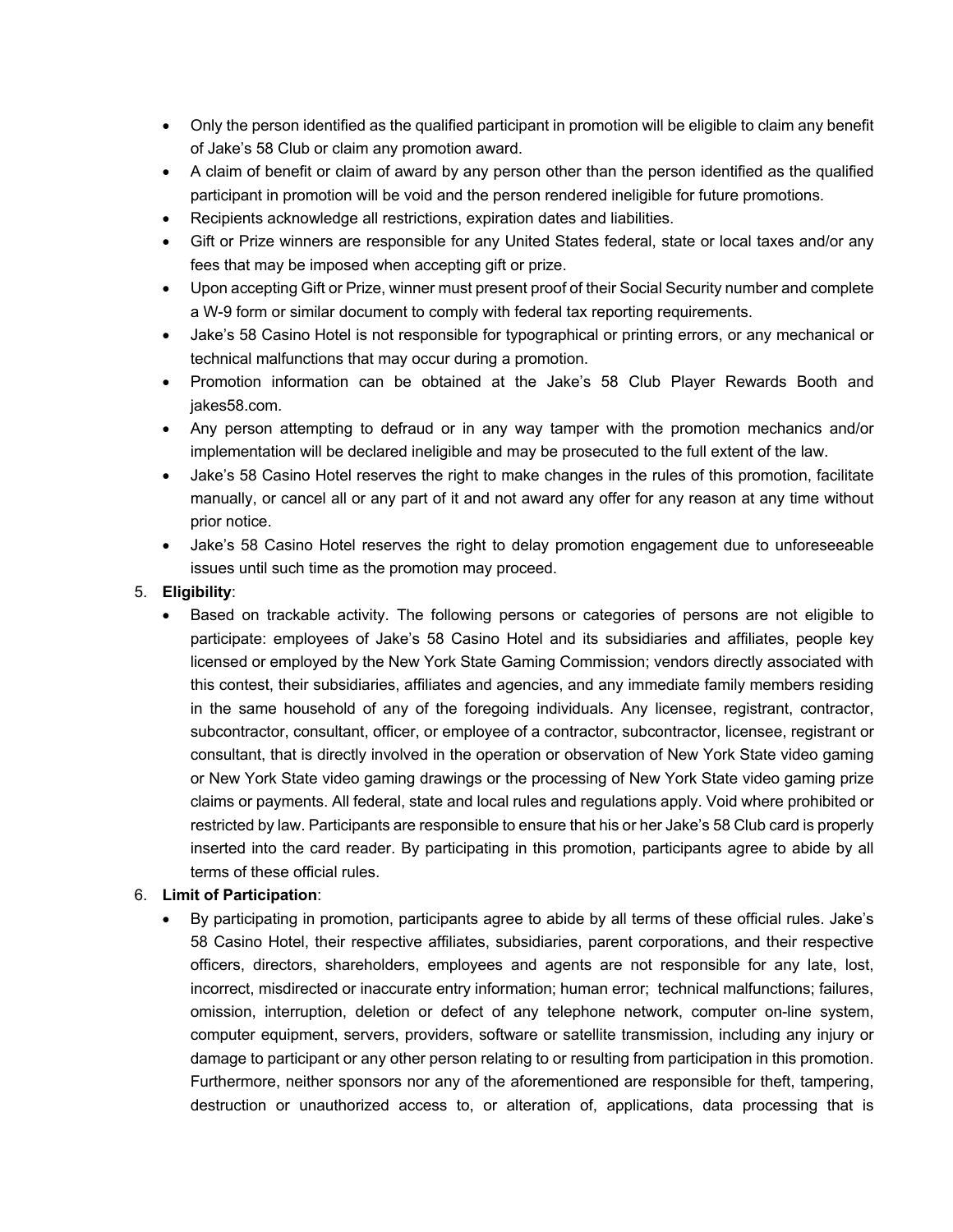- Only the person identified as the qualified participant in promotion will be eligible to claim any benefit of Jake's 58 Club or claim any promotion award.
- A claim of benefit or claim of award by any person other than the person identified as the qualified participant in promotion will be void and the person rendered ineligible for future promotions.
- Recipients acknowledge all restrictions, expiration dates and liabilities.
- Gift or Prize winners are responsible for any United States federal, state or local taxes and/or any fees that may be imposed when accepting gift or prize.
- Upon accepting Gift or Prize, winner must present proof of their Social Security number and complete a W-9 form or similar document to comply with federal tax reporting requirements.
- Jake's 58 Casino Hotel is not responsible for typographical or printing errors, or any mechanical or technical malfunctions that may occur during a promotion.
- Promotion information can be obtained at the Jake's 58 Club Player Rewards Booth and jakes58.com.
- Any person attempting to defraud or in any way tamper with the promotion mechanics and/or implementation will be declared ineligible and may be prosecuted to the full extent of the law.
- Jake's 58 Casino Hotel reserves the right to make changes in the rules of this promotion, facilitate manually, or cancel all or any part of it and not award any offer for any reason at any time without prior notice.
- Jake's 58 Casino Hotel reserves the right to delay promotion engagement due to unforeseeable issues until such time as the promotion may proceed.

5. **Eligibility**:
   - Based on trackable activity. The following persons or categories of persons are not eligible to participate: employees of Jake's 58 Casino Hotel and its subsidiaries and affiliates, people key licensed or employed by the New York State Gaming Commission; vendors directly associated with this contest, their subsidiaries, affiliates and agencies, and any immediate family members residing in the same household of any of the foregoing individuals. Any licensee, registrant, contractor, subcontractor, consultant, officer, or employee of a contractor, subcontractor, licensee, registrant or consultant, that is directly involved in the operation or observation of New York State video gaming or New York State video gaming drawings or the processing of New York State video gaming prize claims or payments. All federal, state and local rules and regulations apply. Void where prohibited or restricted by law. Participants are responsible to ensure that his or her Jake's 58 Club card is properly inserted into the card reader. By participating in this promotion, participants agree to abide by all terms of these official rules.
6. **Limit of Participation**:
   - By participating in promotion, participants agree to abide by all terms of these official rules. Jake's 58 Casino Hotel, their respective affiliates, subsidiaries, parent corporations, and their respective officers, directors, shareholders, employees and agents are not responsible for any late, lost, incorrect, misdirected or inaccurate entry information; human error; technical malfunctions; failures, omission, interruption, deletion or defect of any telephone network, computer on-line system, computer equipment, servers, providers, software or satellite transmission, including any injury or damage to participant or any other person relating to or resulting from participation in this promotion. Furthermore, neither sponsors nor any of the aforementioned are responsible for theft, tampering, destruction or unauthorized access to, or alteration of, applications, data processing that is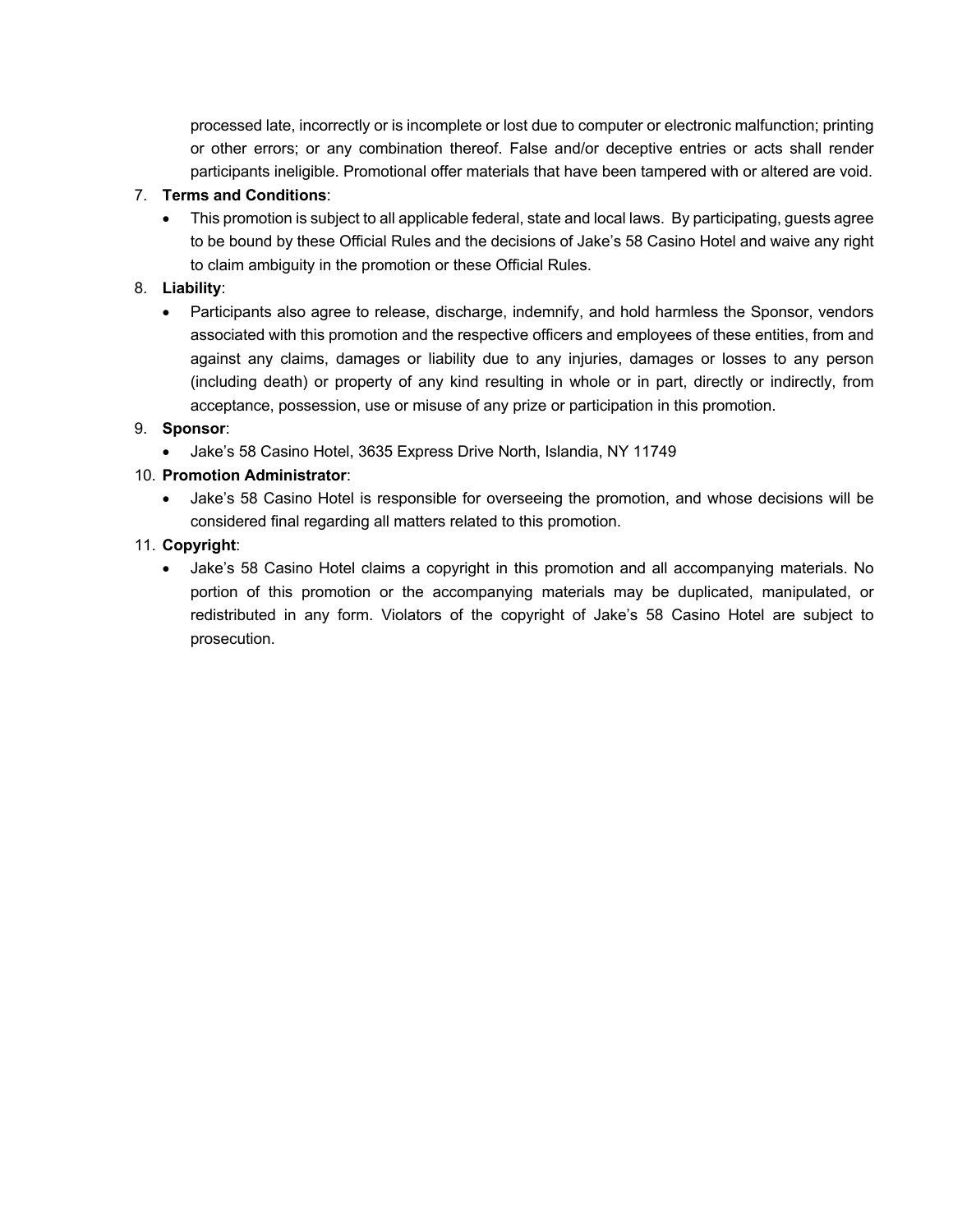processed late, incorrectly or is incomplete or lost due to computer or electronic malfunction; printing or other errors; or any combination thereof. False and/or deceptive entries or acts shall render participants ineligible. Promotional offer materials that have been tampered with or altered are void.

7. **Terms and Conditions**:
   - This promotion is subject to all applicable federal, state and local laws. By participating, guests agree to be bound by these Official Rules and the decisions of Jake's 58 Casino Hotel and waive any right to claim ambiguity in the promotion or these Official Rules.
8. **Liability**:
   - Participants also agree to release, discharge, indemnify, and hold harmless the Sponsor, vendors associated with this promotion and the respective officers and employees of these entities, from and against any claims, damages or liability due to any injuries, damages or losses to any person (including death) or property of any kind resulting in whole or in part, directly or indirectly, from acceptance, possession, use or misuse of any prize or participation in this promotion.
9. **Sponsor**:
   - Jake's 58 Casino Hotel, 3635 Express Drive North, Islandia, NY 11749
10. **Promotion Administrator**:
    - Jake's 58 Casino Hotel is responsible for overseeing the promotion, and whose decisions will be considered final regarding all matters related to this promotion.
11. **Copyright**:
    - Jake's 58 Casino Hotel claims a copyright in this promotion and all accompanying materials. No portion of this promotion or the accompanying materials may be duplicated, manipulated, or redistributed in any form. Violators of the copyright of Jake's 58 Casino Hotel are subject to prosecution.